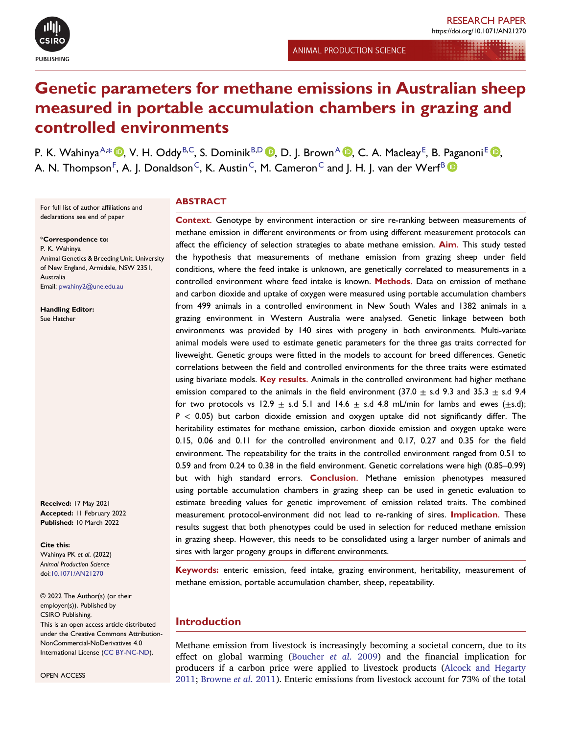RESEARCH PAPER

https://doi.org/10.1071/AN21270

ANIMAL PRODUCTION SCIENCE

# Genetic parameters for methane emissions in Australian sheep measured in portable accumulation chambers in grazing and controlled environments

P. K. Wahinya[A,*], V. H. Oddy[B,C], S. Dominik[B,D], D. J. Brown[A], C. A. Macleay[E], B. Paganoni[E], A. N. Thompson[F], A. J. Donaldson[C], K. Austin[C], M. Cameron[C] and J. H. J. van der Werf[B]

For full list of author affiliations and declarations see end of paper

*Correspondence to:
P. K. Wahinya
Animal Genetics & Breeding Unit, University of New England, Armidale, NSW 2351, Australia
Email: pwahiny2@une.edu.au

**Handling Editor:**
Sue Hatcher

**Received:** 17 May 2021
**Accepted:** 11 February 2022
**Published:** 10 March 2022

**Cite this:**
Wahinya PK *et al.* (2022)
*Animal Production Science*
doi:10.1071/AN21270

© 2022 The Author(s) (or their employer(s)). Published by CSIRO Publishing.
This is an open access article distributed under the Creative Commons Attribution-NonCommercial-NoDerivatives 4.0 International License (CC BY-NC-ND).

OPEN ACCESS

## ABSTRACT

**Context.** Genotype by environment interaction or sire re-ranking between measurements of methane emission in different environments or from using different measurement protocols can affect the efficiency of selection strategies to abate methane emission. **Aim.** This study tested the hypothesis that measurements of methane emission from grazing sheep under field conditions, where the feed intake is unknown, are genetically correlated to measurements in a controlled environment where feed intake is known. **Methods.** Data on emission of methane and carbon dioxide and uptake of oxygen were measured using portable accumulation chambers from 499 animals in a controlled environment in New South Wales and 1382 animals in a grazing environment in Western Australia were analysed. Genetic linkage between both environments was provided by 140 sires with progeny in both environments. Multi-variate animal models were used to estimate genetic parameters for the three gas traits corrected for liveweight. Genetic groups were fitted in the models to account for breed differences. Genetic correlations between the field and controlled environments for the three traits were estimated using bivariate models. **Key results.** Animals in the controlled environment had higher methane emission compared to the animals in the field environment (37.0 ± s.d 9.3 and 35.3 ± s.d 9.4 for two protocols vs 12.9 ± s.d 5.1 and 14.6 ± s.d 4.8 mL/min for lambs and ewes (±s.d); $P < 0.05$) but carbon dioxide emission and oxygen uptake did not significantly differ. The heritability estimates for methane emission, carbon dioxide emission and oxygen uptake were 0.15, 0.06 and 0.11 for the controlled environment and 0.17, 0.27 and 0.35 for the field environment. The repeatability for the traits in the controlled environment ranged from 0.51 to 0.59 and from 0.24 to 0.38 in the field environment. Genetic correlations were high (0.85–0.99) but with high standard errors. **Conclusion.** Methane emission phenotypes measured using portable accumulation chambers in grazing sheep can be used in genetic evaluation to estimate breeding values for genetic improvement of emission related traits. The combined measurement protocol-environment did not lead to re-ranking of sires. **Implication.** These results suggest that both phenotypes could be used in selection for reduced methane emission in grazing sheep. However, this needs to be consolidated using a larger number of animals and sires with larger progeny groups in different environments.

**Keywords:** enteric emission, feed intake, grazing environment, heritability, measurement of methane emission, portable accumulation chamber, sheep, repeatability.

## Introduction

Methane emission from livestock is increasingly becoming a societal concern, due to its effect on global warming (Boucher *et al.* 2009) and the financial implication for producers if a carbon price were applied to livestock products (Alcock and Hegarty 2011; Browne *et al.* 2011). Enteric emissions from livestock account for 73% of the total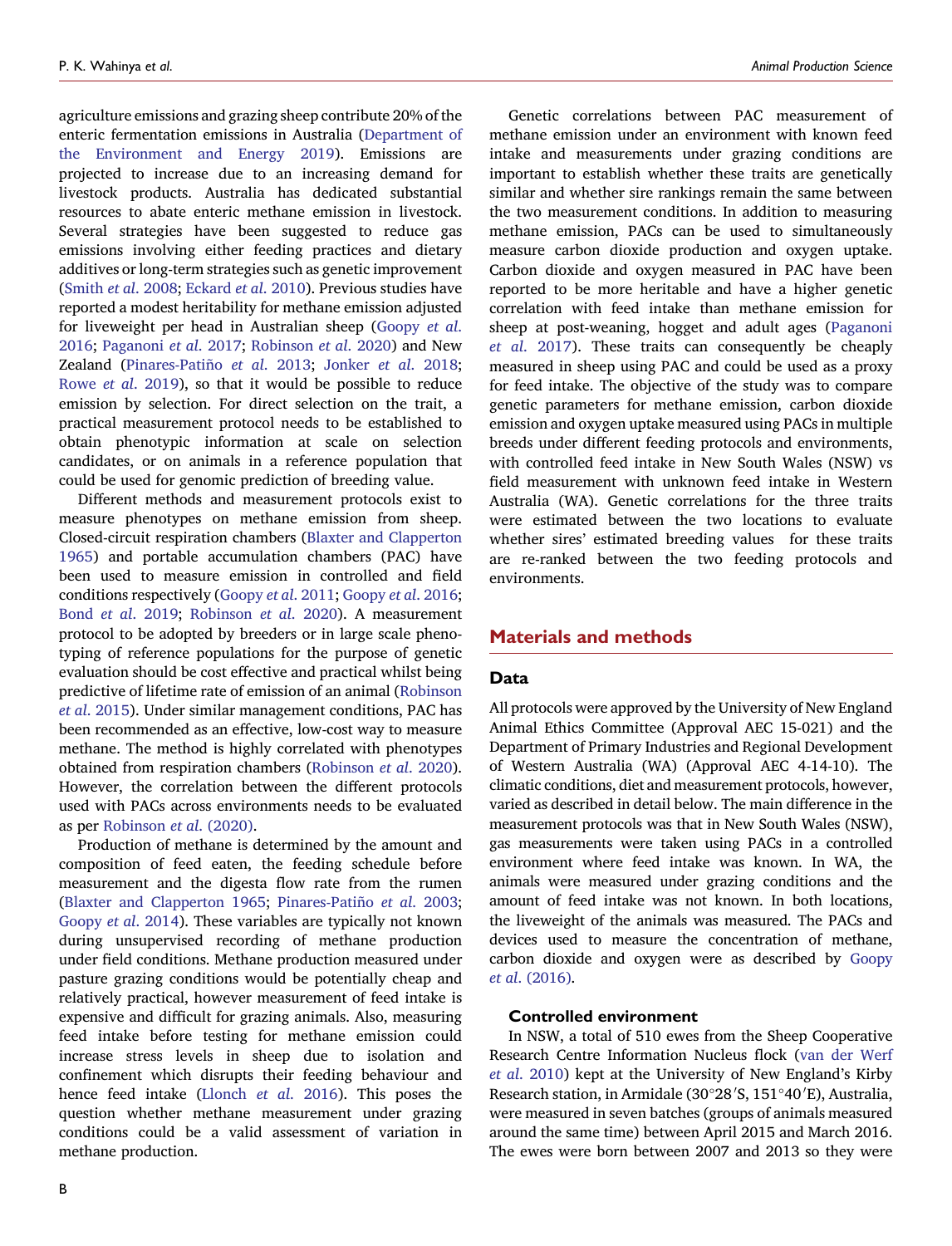agriculture emissions and grazing sheep contribute 20% of the enteric fermentation emissions in Australia (Department of the Environment and Energy 2019). Emissions are projected to increase due to an increasing demand for livestock products. Australia has dedicated substantial resources to abate enteric methane emission in livestock. Several strategies have been suggested to reduce gas emissions involving either feeding practices and dietary additives or long-term strategies such as genetic improvement (Smith *et al.* 2008; Eckard *et al.* 2010). Previous studies have reported a modest heritability for methane emission adjusted for liveweight per head in Australian sheep (Goopy *et al.* 2016; Paganoni *et al.* 2017; Robinson *et al.* 2020) and New Zealand (Pinares-Patiño *et al.* 2013; Jonker *et al.* 2018; Rowe *et al.* 2019), so that it would be possible to reduce emission by selection. For direct selection on the trait, a practical measurement protocol needs to be established to obtain phenotypic information at scale on selection candidates, or on animals in a reference population that could be used for genomic prediction of breeding value.

Different methods and measurement protocols exist to measure phenotypes on methane emission from sheep. Closed-circuit respiration chambers (Blaxter and Clapperton 1965) and portable accumulation chambers (PAC) have been used to measure emission in controlled and field conditions respectively (Goopy *et al.* 2011; Goopy *et al.* 2016; Bond *et al.* 2019; Robinson *et al.* 2020). A measurement protocol to be adopted by breeders or in large scale phenotyping of reference populations for the purpose of genetic evaluation should be cost effective and practical whilst being predictive of lifetime rate of emission of an animal (Robinson *et al.* 2015). Under similar management conditions, PAC has been recommended as an effective, low-cost way to measure methane. The method is highly correlated with phenotypes obtained from respiration chambers (Robinson *et al.* 2020). However, the correlation between the different protocols used with PACs across environments needs to be evaluated as per Robinson *et al.* (2020).

Production of methane is determined by the amount and composition of feed eaten, the feeding schedule before measurement and the digesta flow rate from the rumen (Blaxter and Clapperton 1965; Pinares-Patiño *et al.* 2003; Goopy *et al.* 2014). These variables are typically not known during unsupervised recording of methane production under field conditions. Methane production measured under pasture grazing conditions would be potentially cheap and relatively practical, however measurement of feed intake is expensive and difficult for grazing animals. Also, measuring feed intake before testing for methane emission could increase stress levels in sheep due to isolation and confinement which disrupts their feeding behaviour and hence feed intake (Llonch *et al.* 2016). This poses the question whether methane measurement under grazing conditions could be a valid assessment of variation in methane production.

Genetic correlations between PAC measurement of methane emission under an environment with known feed intake and measurements under grazing conditions are important to establish whether these traits are genetically similar and whether sire rankings remain the same between the two measurement conditions. In addition to measuring methane emission, PACs can be used to simultaneously measure carbon dioxide production and oxygen uptake. Carbon dioxide and oxygen measured in PAC have been reported to be more heritable and have a higher genetic correlation with feed intake than methane emission for sheep at post-weaning, hogget and adult ages (Paganoni *et al.* 2017). These traits can consequently be cheaply measured in sheep using PAC and could be used as a proxy for feed intake. The objective of the study was to compare genetic parameters for methane emission, carbon dioxide emission and oxygen uptake measured using PACs in multiple breeds under different feeding protocols and environments, with controlled feed intake in New South Wales (NSW) vs field measurement with unknown feed intake in Western Australia (WA). Genetic correlations for the three traits were estimated between the two locations to evaluate whether sires' estimated breeding values for these traits are re-ranked between the two feeding protocols and environments.

## Materials and methods

### Data

All protocols were approved by the University of New England Animal Ethics Committee (Approval AEC 15-021) and the Department of Primary Industries and Regional Development of Western Australia (WA) (Approval AEC 4-14-10). The climatic conditions, diet and measurement protocols, however, varied as described in detail below. The main difference in the measurement protocols was that in New South Wales (NSW), gas measurements were taken using PACs in a controlled environment where feed intake was known. In WA, the animals were measured under grazing conditions and the amount of feed intake was not known. In both locations, the liveweight of the animals was measured. The PACs and devices used to measure the concentration of methane, carbon dioxide and oxygen were as described by Goopy *et al.* (2016).

#### Controlled environment

In NSW, a total of 510 ewes from the Sheep Cooperative Research Centre Information Nucleus flock (van der Werf *et al.* 2010) kept at the University of New England's Kirby Research station, in Armidale (30°28′S, 151°40′E), Australia, were measured in seven batches (groups of animals measured around the same time) between April 2015 and March 2016. The ewes were born between 2007 and 2013 so they were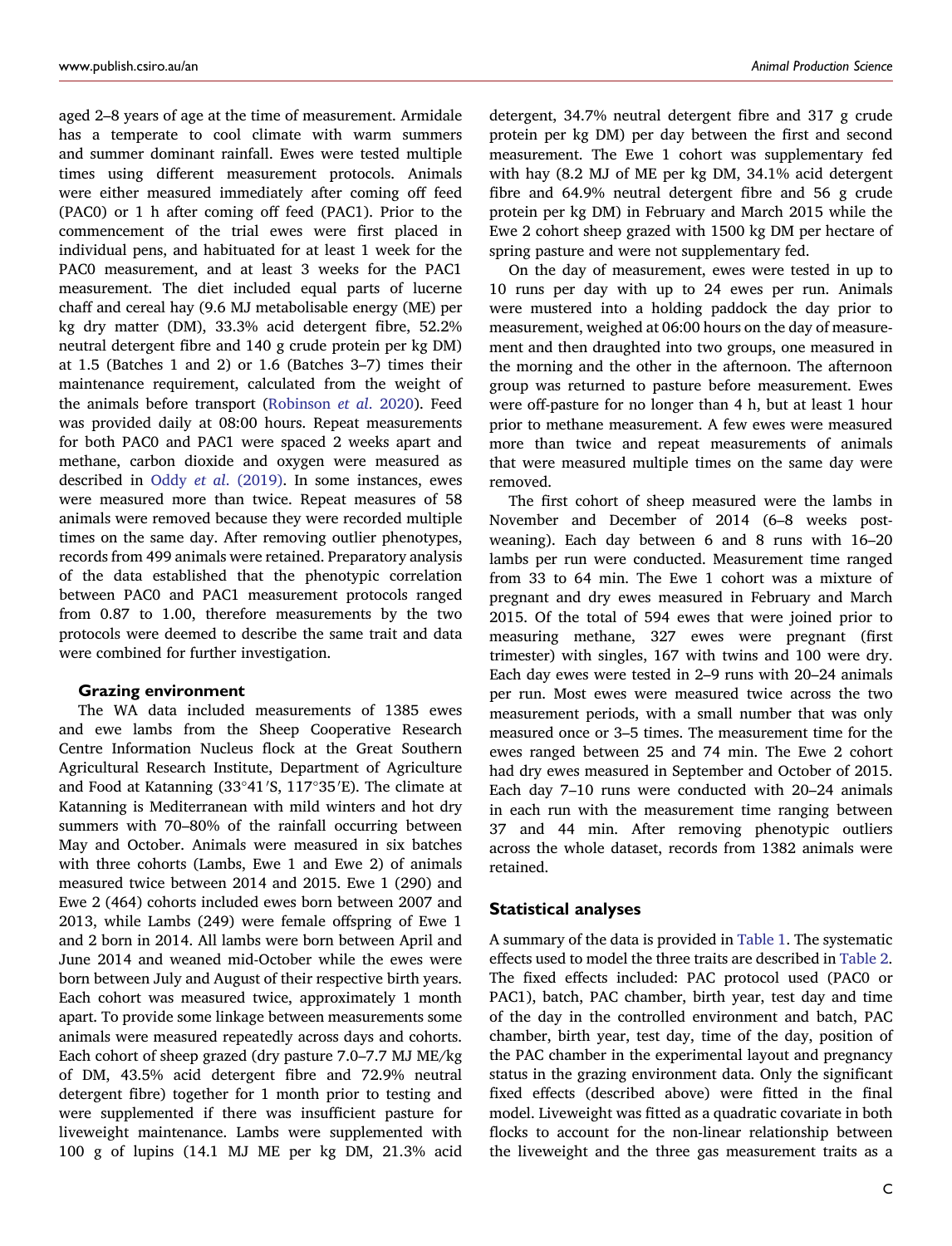aged 2–8 years of age at the time of measurement. Armidale has a temperate to cool climate with warm summers and summer dominant rainfall. Ewes were tested multiple times using different measurement protocols. Animals were either measured immediately after coming off feed (PAC0) or 1 h after coming off feed (PAC1). Prior to the commencement of the trial ewes were first placed in individual pens, and habituated for at least 1 week for the PAC0 measurement, and at least 3 weeks for the PAC1 measurement. The diet included equal parts of lucerne chaff and cereal hay (9.6 MJ metabolisable energy (ME) per kg dry matter (DM), 33.3% acid detergent fibre, 52.2% neutral detergent fibre and 140 g crude protein per kg DM) at 1.5 (Batches 1 and 2) or 1.6 (Batches 3–7) times their maintenance requirement, calculated from the weight of the animals before transport (Robinson *et al.* 2020). Feed was provided daily at 08:00 hours. Repeat measurements for both PAC0 and PAC1 were spaced 2 weeks apart and methane, carbon dioxide and oxygen were measured as described in Oddy *et al.* (2019). In some instances, ewes were measured more than twice. Repeat measures of 58 animals were removed because they were recorded multiple times on the same day. After removing outlier phenotypes, records from 499 animals were retained. Preparatory analysis of the data established that the phenotypic correlation between PAC0 and PAC1 measurement protocols ranged from 0.87 to 1.00, therefore measurements by the two protocols were deemed to describe the same trait and data were combined for further investigation.

#### Grazing environment

The WA data included measurements of 1385 ewes and ewe lambs from the Sheep Cooperative Research Centre Information Nucleus flock at the Great Southern Agricultural Research Institute, Department of Agriculture and Food at Katanning (33°41′S, 117°35′E). The climate at Katanning is Mediterranean with mild winters and hot dry summers with 70–80% of the rainfall occurring between May and October. Animals were measured in six batches with three cohorts (Lambs, Ewe 1 and Ewe 2) of animals measured twice between 2014 and 2015. Ewe 1 (290) and Ewe 2 (464) cohorts included ewes born between 2007 and 2013, while Lambs (249) were female offspring of Ewe 1 and 2 born in 2014. All lambs were born between April and June 2014 and weaned mid-October while the ewes were born between July and August of their respective birth years. Each cohort was measured twice, approximately 1 month apart. To provide some linkage between measurements some animals were measured repeatedly across days and cohorts. Each cohort of sheep grazed (dry pasture 7.0–7.7 MJ ME/kg of DM, 43.5% acid detergent fibre and 72.9% neutral detergent fibre) together for 1 month prior to testing and were supplemented if there was insufficient pasture for liveweight maintenance. Lambs were supplemented with 100 g of lupins (14.1 MJ ME per kg DM, 21.3% acid detergent, 34.7% neutral detergent fibre and 317 g crude protein per kg DM) per day between the first and second measurement. The Ewe 1 cohort was supplementary fed with hay (8.2 MJ of ME per kg DM, 34.1% acid detergent fibre and 64.9% neutral detergent fibre and 56 g crude protein per kg DM) in February and March 2015 while the Ewe 2 cohort sheep grazed with 1500 kg DM per hectare of spring pasture and were not supplementary fed.

On the day of measurement, ewes were tested in up to 10 runs per day with up to 24 ewes per run. Animals were mustered into a holding paddock the day prior to measurement, weighed at 06:00 hours on the day of measurement and then draughted into two groups, one measured in the morning and the other in the afternoon. The afternoon group was returned to pasture before measurement. Ewes were off-pasture for no longer than 4 h, but at least 1 hour prior to methane measurement. A few ewes were measured more than twice and repeat measurements of animals that were measured multiple times on the same day were removed.

The first cohort of sheep measured were the lambs in November and December of 2014 (6–8 weeks post-weaning). Each day between 6 and 8 runs with 16–20 lambs per run were conducted. Measurement time ranged from 33 to 64 min. The Ewe 1 cohort was a mixture of pregnant and dry ewes measured in February and March 2015. Of the total of 594 ewes that were joined prior to measuring methane, 327 ewes were pregnant (first trimester) with singles, 167 with twins and 100 were dry. Each day ewes were tested in 2–9 runs with 20–24 animals per run. Most ewes were measured twice across the two measurement periods, with a small number that was only measured once or 3–5 times. The measurement time for the ewes ranged between 25 and 74 min. The Ewe 2 cohort had dry ewes measured in September and October of 2015. Each day 7–10 runs were conducted with 20–24 animals in each run with the measurement time ranging between 37 and 44 min. After removing phenotypic outliers across the whole dataset, records from 1382 animals were retained.

### Statistical analyses

A summary of the data is provided in Table 1. The systematic effects used to model the three traits are described in Table 2. The fixed effects included: PAC protocol used (PAC0 or PAC1), batch, PAC chamber, birth year, test day and time of the day in the controlled environment and batch, PAC chamber, birth year, test day, time of the day, position of the PAC chamber in the experimental layout and pregnancy status in the grazing environment data. Only the significant fixed effects (described above) were fitted in the final model. Liveweight was fitted as a quadratic covariate in both flocks to account for the non-linear relationship between the liveweight and the three gas measurement traits as a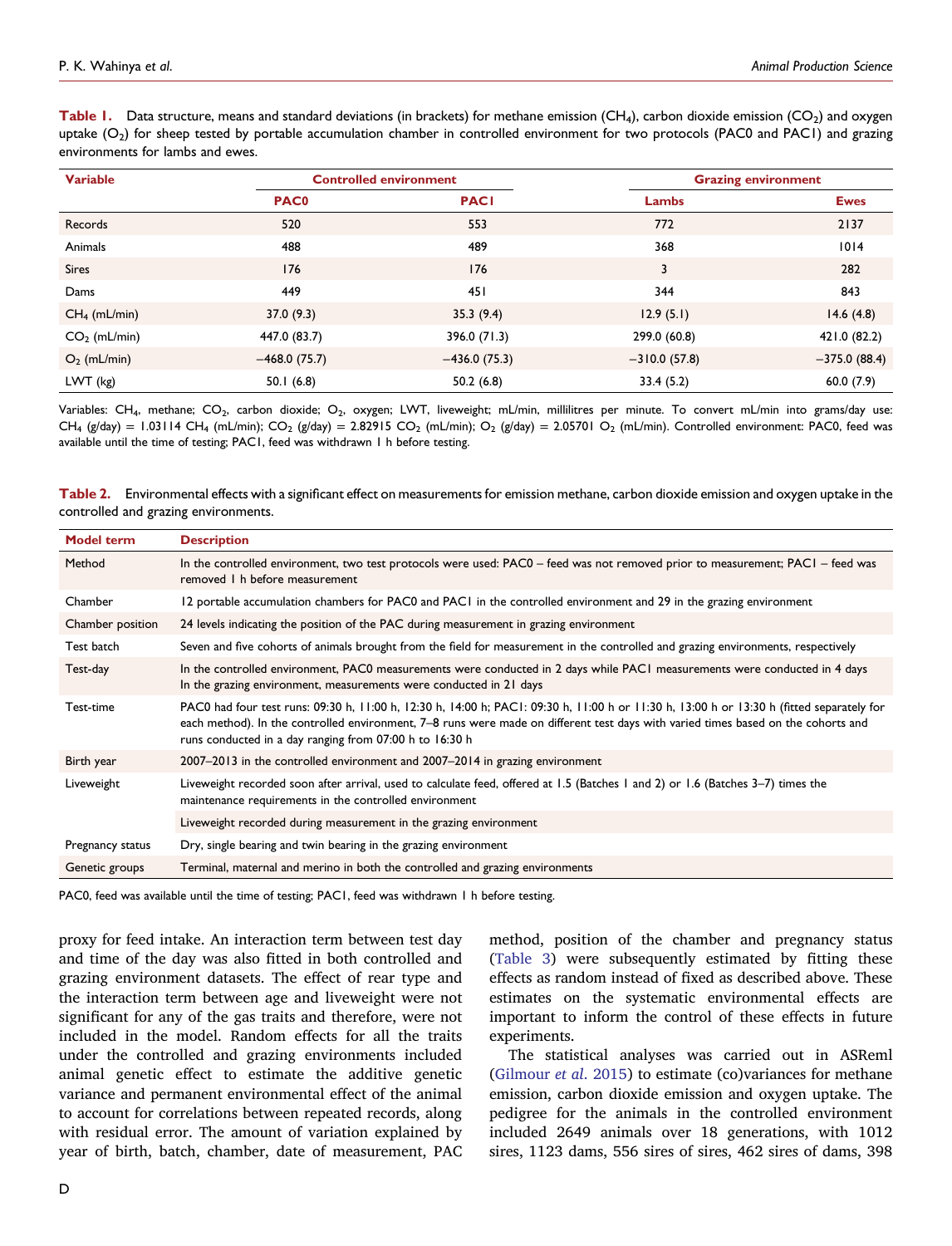**Table 1.** Data structure, means and standard deviations (in brackets) for methane emission ($CH_4$), carbon dioxide emission ($CO_2$) and oxygen uptake ($O_2$) for sheep tested by portable accumulation chamber in controlled environment for two protocols (PAC0 and PAC1) and grazing environments for lambs and ewes.

| Variable | Controlled environment | | Grazing environment | |
|---|---|---|---|---|
| | PAC0 | PAC1 | Lambs | Ewes |
| Records | 520 | 553 | 772 | 2137 |
| Animals | 488 | 489 | 368 | 1014 |
| Sires | 176 | 176 | 3 | 282 |
| Dams | 449 | 451 | 344 | 843 |
| $CH_4$ (mL/min) | 37.0 (9.3) | 35.3 (9.4) | 12.9 (5.1) | 14.6 (4.8) |
| $CO_2$ (mL/min) | 447.0 (83.7) | 396.0 (71.3) | 299.0 (60.8) | 421.0 (82.2) |
| $O_2$ (mL/min) | −468.0 (75.7) | −436.0 (75.3) | −310.0 (57.8) | −375.0 (88.4) |
| LWT (kg) | 50.1 (6.8) | 50.2 (6.8) | 33.4 (5.2) | 60.0 (7.9) |

Variables: $CH_4$, methane; $CO_2$, carbon dioxide; $O_2$, oxygen; LWT, liveweight; mL/min, millilitres per minute. To convert mL/min into grams/day use: $CH_4$ (g/day) = 1.03114 $CH_4$ (mL/min); $CO_2$ (g/day) = 2.82915 $CO_2$ (mL/min); $O_2$ (g/day) = 2.05701 $O_2$ (mL/min). Controlled environment: PAC0, feed was available until the time of testing; PAC1, feed was withdrawn 1 h before testing.

**Table 2.** Environmental effects with a significant effect on measurements for emission methane, carbon dioxide emission and oxygen uptake in the controlled and grazing environments.

| Model term | Description |
|---|---|
| Method | In the controlled environment, two test protocols were used: PAC0 – feed was not removed prior to measurement; PAC1 – feed was removed 1 h before measurement |
| Chamber | 12 portable accumulation chambers for PAC0 and PAC1 in the controlled environment and 29 in the grazing environment |
| Chamber position | 24 levels indicating the position of the PAC during measurement in grazing environment |
| Test batch | Seven and five cohorts of animals brought from the field for measurement in the controlled and grazing environments, respectively |
| Test-day | In the controlled environment, PAC0 measurements were conducted in 2 days while PAC1 measurements were conducted in 4 days<br>In the grazing environment, measurements were conducted in 21 days |
| Test-time | PAC0 had four test runs: 09:30 h, 11:00 h, 12:30 h, 14:00 h; PAC1: 09:30 h, 11:00 h or 11:30 h, 13:00 h or 13:30 h (fitted separately for each method). In the controlled environment, 7–8 runs were made on different test days with varied times based on the cohorts and runs conducted in a day ranging from 07:00 h to 16:30 h |
| Birth year | 2007–2013 in the controlled environment and 2007–2014 in grazing environment |
| Liveweight | Liveweight recorded soon after arrival, used to calculate feed, offered at 1.5 (Batches 1 and 2) or 1.6 (Batches 3–7) times the maintenance requirements in the controlled environment |
| | Liveweight recorded during measurement in the grazing environment |
| Pregnancy status | Dry, single bearing and twin bearing in the grazing environment |
| Genetic groups | Terminal, maternal and merino in both the controlled and grazing environments |

PAC0, feed was available until the time of testing; PAC1, feed was withdrawn 1 h before testing.

proxy for feed intake. An interaction term between test day and time of the day was also fitted in both controlled and grazing environment datasets. The effect of rear type and the interaction term between age and liveweight were not significant for any of the gas traits and therefore, were not included in the model. Random effects for all the traits under the controlled and grazing environments included animal genetic effect to estimate the additive genetic variance and permanent environmental effect of the animal to account for correlations between repeated records, along with residual error. The amount of variation explained by year of birth, batch, chamber, date of measurement, PAC method, position of the chamber and pregnancy status (Table 3) were subsequently estimated by fitting these effects as random instead of fixed as described above. These estimates on the systematic environmental effects are important to inform the control of these effects in future experiments.

The statistical analyses was carried out in ASReml (Gilmour *et al.* 2015) to estimate (co)variances for methane emission, carbon dioxide emission and oxygen uptake. The pedigree for the animals in the controlled environment included 2649 animals over 18 generations, with 1012 sires, 1123 dams, 556 sires of sires, 462 sires of dams, 398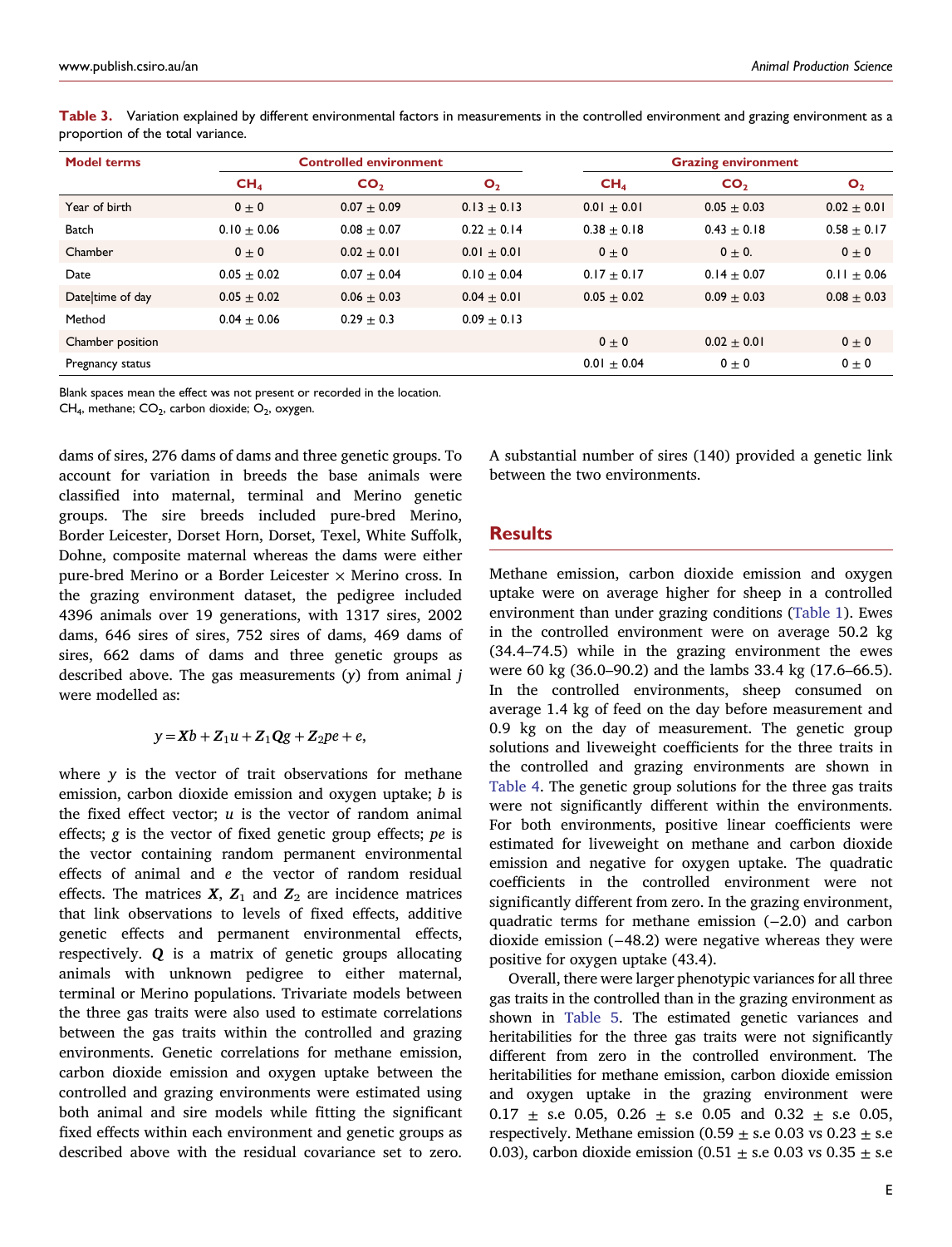**Table 3.** Variation explained by different environmental factors in measurements in the controlled environment and grazing environment as a proportion of the total variance.

| Model terms | Controlled environment | | | Grazing environment | | |
|---|---|---|---|---|---|---|
| | $CH_4$ | $CO_2$ | $O_2$ | $CH_4$ | $CO_2$ | $O_2$ |
| Year of birth | 0 ± 0 | 0.07 ± 0.09 | 0.13 ± 0.13 | 0.01 ± 0.01 | 0.05 ± 0.03 | 0.02 ± 0.01 |
| Batch | 0.10 ± 0.06 | 0.08 ± 0.07 | 0.22 ± 0.14 | 0.38 ± 0.18 | 0.43 ± 0.18 | 0.58 ± 0.17 |
| Chamber | 0 ± 0 | 0.02 ± 0.01 | 0.01 ± 0.01 | 0 ± 0 | 0 ± 0. | 0 ± 0 |
| Date | 0.05 ± 0.02 | 0.07 ± 0.04 | 0.10 ± 0.04 | 0.17 ± 0.17 | 0.14 ± 0.07 | 0.11 ± 0.06 |
| Date\|time of day | 0.05 ± 0.02 | 0.06 ± 0.03 | 0.04 ± 0.01 | 0.05 ± 0.02 | 0.09 ± 0.03 | 0.08 ± 0.03 |
| Method | 0.04 ± 0.06 | 0.29 ± 0.3 | 0.09 ± 0.13 | | | |
| Chamber position | | | | 0 ± 0 | 0.02 ± 0.01 | 0 ± 0 |
| Pregnancy status | | | | 0.01 ± 0.04 | 0 ± 0 | 0 ± 0 |

Blank spaces mean the effect was not present or recorded in the location.
$CH_4$, methane; $CO_2$, carbon dioxide; $O_2$, oxygen.

dams of sires, 276 dams of dams and three genetic groups. To account for variation in breeds the base animals were classified into maternal, terminal and Merino genetic groups. The sire breeds included pure-bred Merino, Border Leicester, Dorset Horn, Dorset, Texel, White Suffolk, Dohne, composite maternal whereas the dams were either pure-bred Merino or a Border Leicester × Merino cross. In the grazing environment dataset, the pedigree included 4396 animals over 19 generations, with 1317 sires, 2002 dams, 646 sires of sires, 752 sires of dams, 469 dams of sires, 662 dams of dams and three genetic groups as described above. The gas measurements ($y$) from animal $j$ were modelled as:

$$y = \boldsymbol{X}b + \boldsymbol{Z}_1 u + \boldsymbol{Z}_1 \boldsymbol{Q} g + \boldsymbol{Z}_2 pe + e,$$

where $y$ is the vector of trait observations for methane emission, carbon dioxide emission and oxygen uptake; $b$ is the fixed effect vector; $u$ is the vector of random animal effects; $g$ is the vector of fixed genetic group effects; $pe$ is the vector containing random permanent environmental effects of animal and $e$ the vector of random residual effects. The matrices $\boldsymbol{X}$, $\boldsymbol{Z}_1$ and $\boldsymbol{Z}_2$ are incidence matrices that link observations to levels of fixed effects, additive genetic effects and permanent environmental effects, respectively. $\boldsymbol{Q}$ is a matrix of genetic groups allocating animals with unknown pedigree to either maternal, terminal or Merino populations. Trivariate models between the three gas traits were also used to estimate correlations between the gas traits within the controlled and grazing environments. Genetic correlations for methane emission, carbon dioxide emission and oxygen uptake between the controlled and grazing environments were estimated using both animal and sire models while fitting the significant fixed effects within each environment and genetic groups as described above with the residual covariance set to zero. A substantial number of sires (140) provided a genetic link between the two environments.

## Results

Methane emission, carbon dioxide emission and oxygen uptake were on average higher for sheep in a controlled environment than under grazing conditions (Table 1). Ewes in the controlled environment were on average 50.2 kg (34.4–74.5) while in the grazing environment the ewes were 60 kg (36.0–90.2) and the lambs 33.4 kg (17.6–66.5). In the controlled environments, sheep consumed on average 1.4 kg of feed on the day before measurement and 0.9 kg on the day of measurement. The genetic group solutions and liveweight coefficients for the three traits in the controlled and grazing environments are shown in Table 4. The genetic group solutions for the three gas traits were not significantly different within the environments. For both environments, positive linear coefficients were estimated for liveweight on methane and carbon dioxide emission and negative for oxygen uptake. The quadratic coefficients in the controlled environment were not significantly different from zero. In the grazing environment, quadratic terms for methane emission (−2.0) and carbon dioxide emission (−48.2) were negative whereas they were positive for oxygen uptake (43.4).

Overall, there were larger phenotypic variances for all three gas traits in the controlled than in the grazing environment as shown in Table 5. The estimated genetic variances and heritabilities for the three gas traits were not significantly different from zero in the controlled environment. The heritabilities for methane emission, carbon dioxide emission and oxygen uptake in the grazing environment were 0.17 ± s.e 0.05, 0.26 ± s.e 0.05 and 0.32 ± s.e 0.05, respectively. Methane emission (0.59 ± s.e 0.03 vs 0.23 ± s.e 0.03), carbon dioxide emission (0.51 ± s.e 0.03 vs 0.35 ± s.e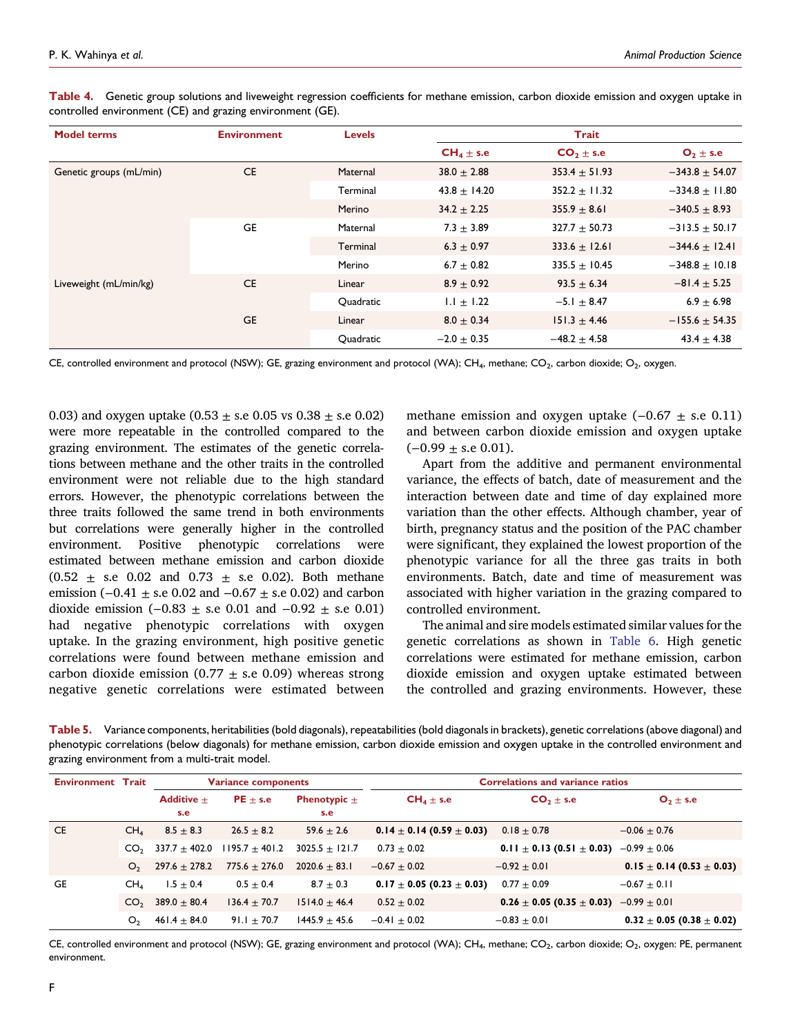**Table 4.** Genetic group solutions and liveweight regression coefficients for methane emission, carbon dioxide emission and oxygen uptake in controlled environment (CE) and grazing environment (GE).

| Model terms | Environment | Levels | Trait | | |
|---|---|---|---|---|---|
| | | | $CH_4$ ± s.e | $CO_2$ ± s.e | $O_2$ ± s.e |
| Genetic groups (mL/min) | CE | Maternal | 38.0 ± 2.88 | 353.4 ± 51.93 | −343.8 ± 54.07 |
| | | Terminal | 43.8 ± 14.20 | 352.2 ± 11.32 | −334.8 ± 11.80 |
| | | Merino | 34.2 ± 2.25 | 355.9 ± 8.61 | −340.5 ± 8.93 |
| | GE | Maternal | 7.3 ± 3.89 | 327.7 ± 50.73 | −313.5 ± 50.17 |
| | | Terminal | 6.3 ± 0.97 | 333.6 ± 12.61 | −344.6 ± 12.41 |
| | | Merino | 6.7 ± 0.82 | 335.5 ± 10.45 | −348.8 ± 10.18 |
| Liveweight (mL/min/kg) | CE | Linear | 8.9 ± 0.92 | 93.5 ± 6.34 | −81.4 ± 5.25 |
| | | Quadratic | 1.1 ± 1.22 | −5.1 ± 8.47 | 6.9 ± 6.98 |
| | GE | Linear | 8.0 ± 0.34 | 151.3 ± 4.46 | −155.6 ± 54.35 |
| | | Quadratic | −2.0 ± 0.35 | −48.2 ± 4.58 | 43.4 ± 4.38 |

CE, controlled environment and protocol (NSW); GE, grazing environment and protocol (WA); $CH_4$, methane; $CO_2$, carbon dioxide; $O_2$, oxygen.

0.03) and oxygen uptake (0.53 ± s.e 0.05 vs 0.38 ± s.e 0.02) were more repeatable in the controlled compared to the grazing environment. The estimates of the genetic correlations between methane and the other traits in the controlled environment were not reliable due to the high standard errors. However, the phenotypic correlations between the three traits followed the same trend in both environments but correlations were generally higher in the controlled environment. Positive phenotypic correlations were estimated between methane emission and carbon dioxide (0.52 ± s.e 0.02 and 0.73 ± s.e 0.02). Both methane emission (−0.41 ± s.e 0.02 and −0.67 ± s.e 0.02) and carbon dioxide emission (−0.83 ± s.e 0.01 and −0.92 ± s.e 0.01) had negative phenotypic correlations with oxygen uptake. In the grazing environment, high positive genetic correlations were found between methane emission and carbon dioxide emission (0.77 ± s.e 0.09) whereas strong negative genetic correlations were estimated between methane emission and oxygen uptake (−0.67 ± s.e 0.11) and between carbon dioxide emission and oxygen uptake (−0.99 ± s.e 0.01).

Apart from the additive and permanent environmental variance, the effects of batch, date of measurement and the interaction between date and time of day explained more variation than the other effects. Although chamber, year of birth, pregnancy status and the position of the PAC chamber were significant, they explained the lowest proportion of the phenotypic variance for all the three gas traits in both environments. Batch, date and time of measurement was associated with higher variation in the grazing compared to controlled environment.

The animal and sire models estimated similar values for the genetic correlations as shown in Table 6. High genetic correlations were estimated for methane emission, carbon dioxide emission and oxygen uptake estimated between the controlled and grazing environments. However, these

**Table 5.** Variance components, heritabilities (bold diagonals), repeatabilities (bold diagonals in brackets), genetic correlations (above diagonal) and phenotypic correlations (below diagonals) for methane emission, carbon dioxide emission and oxygen uptake in the controlled environment and grazing environment from a multi-trait model.

| Environment | Trait | Variance components | | | Correlations and variance ratios | | |
|---|---|---|---|---|---|---|---|
| | | Additive ± s.e | PE ± s.e | Phenotypic ± s.e | $CH_4$ ± s.e | $CO_2$ ± s.e | $O_2$ ± s.e |
| CE | $CH_4$ | 8.5 ± 8.3 | 26.5 ± 8.2 | 59.6 ± 2.6 | **0.14 ± 0.14 (0.59 ± 0.03)** | 0.18 ± 0.78 | −0.06 ± 0.76 |
| | $CO_2$ | 337.7 ± 402.0 | 1195.7 ± 401.2 | 3025.5 ± 121.7 | 0.73 ± 0.02 | **0.11 ± 0.13 (0.51 ± 0.03)** | −0.99 ± 0.06 |
| | $O_2$ | 297.6 ± 278.2 | 775.6 ± 276.0 | 2020.6 ± 83.1 | −0.67 ± 0.02 | −0.92 ± 0.01 | **0.15 ± 0.14 (0.53 ± 0.03)** |
| GE | $CH_4$ | 1.5 ± 0.4 | 0.5 ± 0.4 | 8.7 ± 0.3 | **0.17 ± 0.05 (0.23 ± 0.03)** | 0.77 ± 0.09 | −0.67 ± 0.11 |
| | $CO_2$ | 389.0 ± 80.4 | 136.4 ± 70.7 | 1514.0 ± 46.4 | 0.52 ± 0.02 | **0.26 ± 0.05 (0.35 ± 0.03)** | −0.99 ± 0.01 |
| | $O_2$ | 461.4 ± 84.0 | 91.1 ± 70.7 | 1445.9 ± 45.6 | −0.41 ± 0.02 | −0.83 ± 0.01 | **0.32 ± 0.05 (0.38 ± 0.02)** |

CE, controlled environment and protocol (NSW); GE, grazing environment and protocol (WA); $CH_4$, methane; $CO_2$, carbon dioxide; $O_2$, oxygen: PE, permanent environment.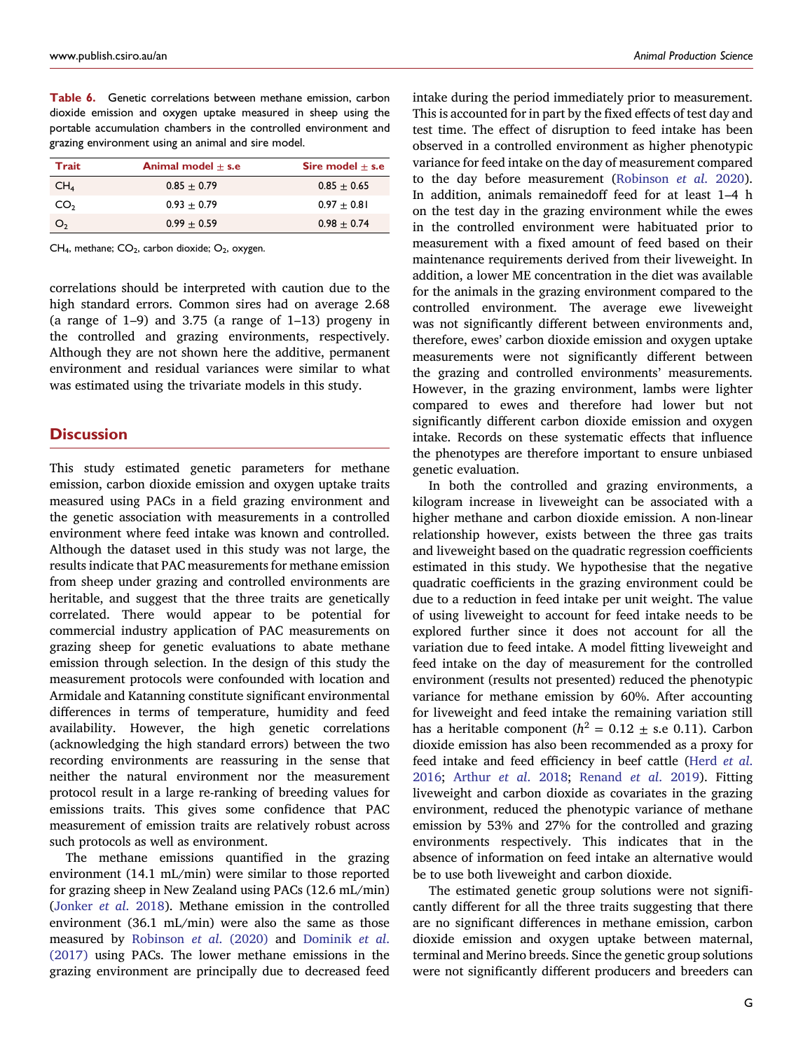**Table 6.** Genetic correlations between methane emission, carbon dioxide emission and oxygen uptake measured in sheep using the portable accumulation chambers in the controlled environment and grazing environment using an animal and sire model.

| Trait | Animal model ± s.e | Sire model ± s.e |
|---|---|---|
| $CH_4$ | 0.85 ± 0.79 | 0.85 ± 0.65 |
| $CO_2$ | 0.93 ± 0.79 | 0.97 ± 0.81 |
| $O_2$ | 0.99 ± 0.59 | 0.98 ± 0.74 |

$CH_4$, methane; $CO_2$, carbon dioxide; $O_2$, oxygen.

correlations should be interpreted with caution due to the high standard errors. Common sires had on average 2.68 (a range of 1–9) and 3.75 (a range of 1–13) progeny in the controlled and grazing environments, respectively. Although they are not shown here the additive, permanent environment and residual variances were similar to what was estimated using the trivariate models in this study.

## Discussion

This study estimated genetic parameters for methane emission, carbon dioxide emission and oxygen uptake traits measured using PACs in a field grazing environment and the genetic association with measurements in a controlled environment where feed intake was known and controlled. Although the dataset used in this study was not large, the results indicate that PAC measurements for methane emission from sheep under grazing and controlled environments are heritable, and suggest that the three traits are genetically correlated. There would appear to be potential for commercial industry application of PAC measurements on grazing sheep for genetic evaluations to abate methane emission through selection. In the design of this study the measurement protocols were confounded with location and Armidale and Katanning constitute significant environmental differences in terms of temperature, humidity and feed availability. However, the high genetic correlations (acknowledging the high standard errors) between the two recording environments are reassuring in the sense that neither the natural environment nor the measurement protocol result in a large re-ranking of breeding values for emissions traits. This gives some confidence that PAC measurement of emission traits are relatively robust across such protocols as well as environment.

The methane emissions quantified in the grazing environment (14.1 mL/min) were similar to those reported for grazing sheep in New Zealand using PACs (12.6 mL/min) (Jonker *et al.* 2018). Methane emission in the controlled environment (36.1 mL/min) were also the same as those measured by Robinson *et al.* (2020) and Dominik *et al.* (2017) using PACs. The lower methane emissions in the grazing environment are principally due to decreased feed intake during the period immediately prior to measurement. This is accounted for in part by the fixed effects of test day and test time. The effect of disruption to feed intake has been observed in a controlled environment as higher phenotypic variance for feed intake on the day of measurement compared to the day before measurement (Robinson *et al.* 2020). In addition, animals remainedoff feed for at least 1–4 h on the test day in the grazing environment while the ewes in the controlled environment were habituated prior to measurement with a fixed amount of feed based on their maintenance requirements derived from their liveweight. In addition, a lower ME concentration in the diet was available for the animals in the grazing environment compared to the controlled environment. The average ewe liveweight was not significantly different between environments and, therefore, ewes' carbon dioxide emission and oxygen uptake measurements were not significantly different between the grazing and controlled environments' measurements. However, in the grazing environment, lambs were lighter compared to ewes and therefore had lower but not significantly different carbon dioxide emission and oxygen intake. Records on these systematic effects that influence the phenotypes are therefore important to ensure unbiased genetic evaluation.

In both the controlled and grazing environments, a kilogram increase in liveweight can be associated with a higher methane and carbon dioxide emission. A non-linear relationship however, exists between the three gas traits and liveweight based on the quadratic regression coefficients estimated in this study. We hypothesise that the negative quadratic coefficients in the grazing environment could be due to a reduction in feed intake per unit weight. The value of using liveweight to account for feed intake needs to be explored further since it does not account for all the variation due to feed intake. A model fitting liveweight and feed intake on the day of measurement for the controlled environment (results not presented) reduced the phenotypic variance for methane emission by 60%. After accounting for liveweight and feed intake the remaining variation still has a heritable component ($h^2$ = 0.12 ± s.e 0.11). Carbon dioxide emission has also been recommended as a proxy for feed intake and feed efficiency in beef cattle (Herd *et al.* 2016; Arthur *et al.* 2018; Renand *et al.* 2019). Fitting liveweight and carbon dioxide as covariates in the grazing environment, reduced the phenotypic variance of methane emission by 53% and 27% for the controlled and grazing environments respectively. This indicates that in the absence of information on feed intake an alternative would be to use both liveweight and carbon dioxide.

The estimated genetic group solutions were not significantly different for all the three traits suggesting that there are no significant differences in methane emission, carbon dioxide emission and oxygen uptake between maternal, terminal and Merino breeds. Since the genetic group solutions were not significantly different producers and breeders can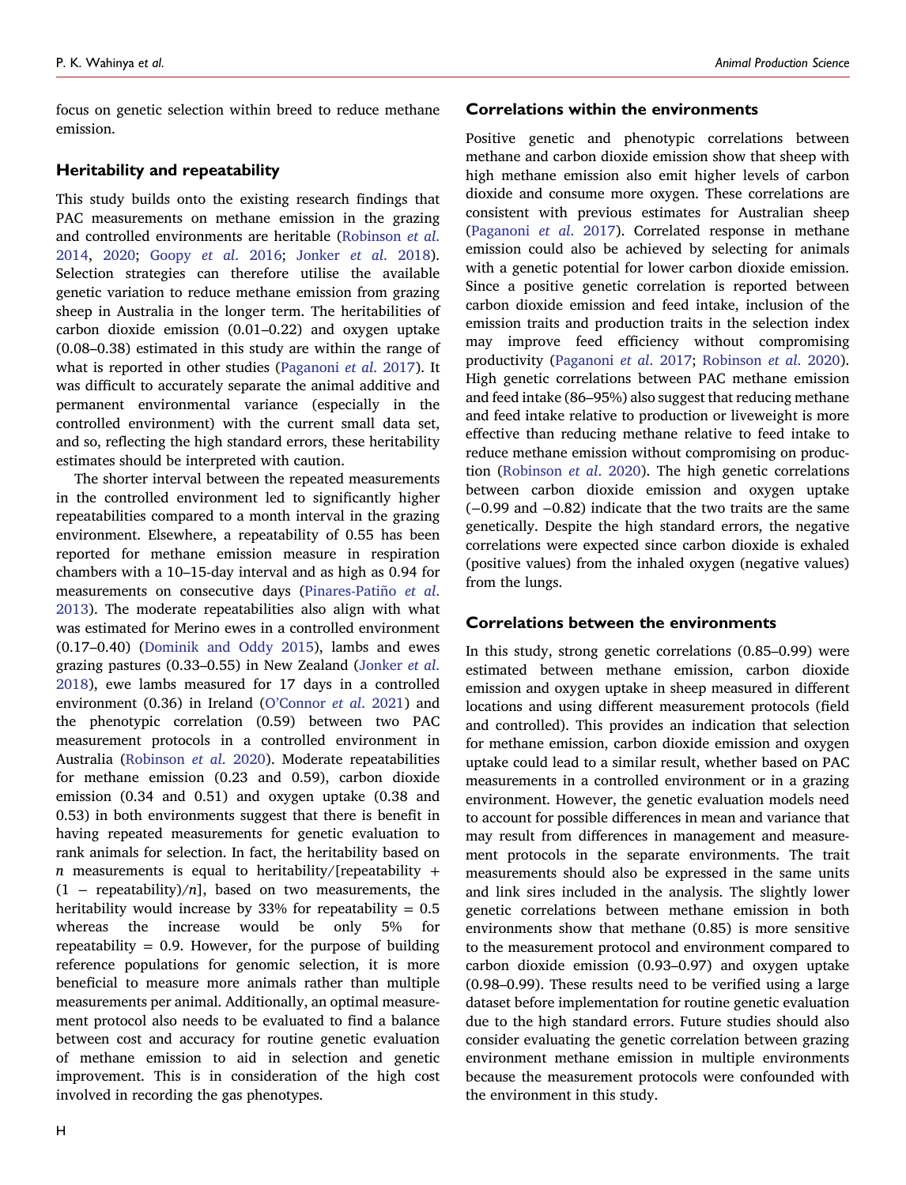focus on genetic selection within breed to reduce methane emission.

### Heritability and repeatability

This study builds onto the existing research findings that PAC measurements on methane emission in the grazing and controlled environments are heritable (Robinson *et al.* 2014, 2020; Goopy *et al.* 2016; Jonker *et al.* 2018). Selection strategies can therefore utilise the available genetic variation to reduce methane emission from grazing sheep in Australia in the longer term. The heritabilities of carbon dioxide emission (0.01–0.22) and oxygen uptake (0.08–0.38) estimated in this study are within the range of what is reported in other studies (Paganoni *et al.* 2017). It was difficult to accurately separate the animal additive and permanent environmental variance (especially in the controlled environment) with the current small data set, and so, reflecting the high standard errors, these heritability estimates should be interpreted with caution.

The shorter interval between the repeated measurements in the controlled environment led to significantly higher repeatabilities compared to a month interval in the grazing environment. Elsewhere, a repeatability of 0.55 has been reported for methane emission measure in respiration chambers with a 10–15-day interval and as high as 0.94 for measurements on consecutive days (Pinares-Patiño *et al.* 2013). The moderate repeatabilities also align with what was estimated for Merino ewes in a controlled environment (0.17–0.40) (Dominik and Oddy 2015), lambs and ewes grazing pastures (0.33–0.55) in New Zealand (Jonker *et al.* 2018), ewe lambs measured for 17 days in a controlled environment (0.36) in Ireland (O'Connor *et al.* 2021) and the phenotypic correlation (0.59) between two PAC measurement protocols in a controlled environment in Australia (Robinson *et al.* 2020). Moderate repeatabilities for methane emission (0.23 and 0.59), carbon dioxide emission (0.34 and 0.51) and oxygen uptake (0.38 and 0.53) in both environments suggest that there is benefit in having repeated measurements for genetic evaluation to rank animals for selection. In fact, the heritability based on $n$ measurements is equal to heritability/[repeatability + (1 − repeatability)/$n$], based on two measurements, the heritability would increase by 33% for repeatability = 0.5 whereas the increase would be only 5% for repeatability = 0.9. However, for the purpose of building reference populations for genomic selection, it is more beneficial to measure more animals rather than multiple measurements per animal. Additionally, an optimal measurement protocol also needs to be evaluated to find a balance between cost and accuracy for routine genetic evaluation of methane emission to aid in selection and genetic improvement. This is in consideration of the high cost involved in recording the gas phenotypes.

### Correlations within the environments

Positive genetic and phenotypic correlations between methane and carbon dioxide emission show that sheep with high methane emission also emit higher levels of carbon dioxide and consume more oxygen. These correlations are consistent with previous estimates for Australian sheep (Paganoni *et al.* 2017). Correlated response in methane emission could also be achieved by selecting for animals with a genetic potential for lower carbon dioxide emission. Since a positive genetic correlation is reported between carbon dioxide emission and feed intake, inclusion of the emission traits and production traits in the selection index may improve feed efficiency without compromising productivity (Paganoni *et al.* 2017; Robinson *et al.* 2020). High genetic correlations between PAC methane emission and feed intake (86–95%) also suggest that reducing methane and feed intake relative to production or liveweight is more effective than reducing methane relative to feed intake to reduce methane emission without compromising on production (Robinson *et al.* 2020). The high genetic correlations between carbon dioxide emission and oxygen uptake (−0.99 and −0.82) indicate that the two traits are the same genetically. Despite the high standard errors, the negative correlations were expected since carbon dioxide is exhaled (positive values) from the inhaled oxygen (negative values) from the lungs.

### Correlations between the environments

In this study, strong genetic correlations (0.85–0.99) were estimated between methane emission, carbon dioxide emission and oxygen uptake in sheep measured in different locations and using different measurement protocols (field and controlled). This provides an indication that selection for methane emission, carbon dioxide emission and oxygen uptake could lead to a similar result, whether based on PAC measurements in a controlled environment or in a grazing environment. However, the genetic evaluation models need to account for possible differences in mean and variance that may result from differences in management and measurement protocols in the separate environments. The trait measurements should also be expressed in the same units and link sires included in the analysis. The slightly lower genetic correlations between methane emission in both environments show that methane (0.85) is more sensitive to the measurement protocol and environment compared to carbon dioxide emission (0.93–0.97) and oxygen uptake (0.98–0.99). These results need to be verified using a large dataset before implementation for routine genetic evaluation due to the high standard errors. Future studies should also consider evaluating the genetic correlation between grazing environment methane emission in multiple environments because the measurement protocols were confounded with the environment in this study.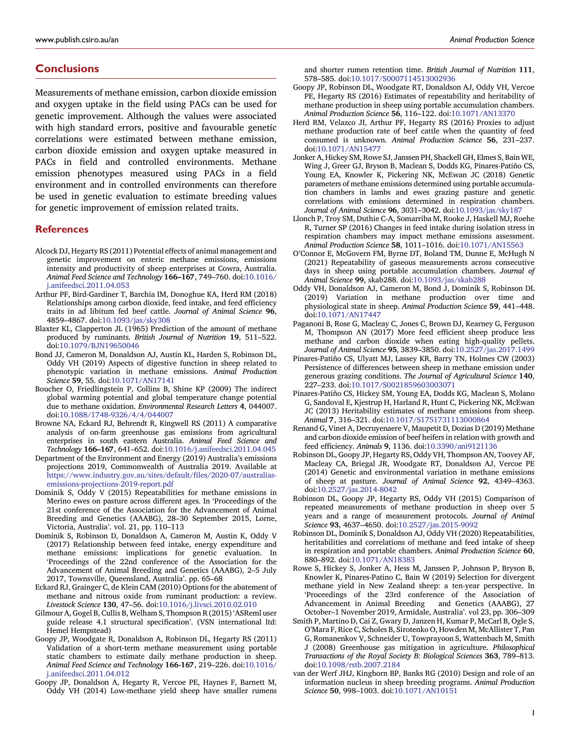## Conclusions

Measurements of methane emission, carbon dioxide emission and oxygen uptake in the field using PACs can be used for genetic improvement. Although the values were associated with high standard errors, positive and favourable genetic correlations were estimated between methane emission, carbon dioxide emission and oxygen uptake measured in PACs in field and controlled environments. Methane emission phenotypes measured using PACs in a field environment and in controlled environments can therefore be used in genetic evaluation to estimate breeding values for genetic improvement of emission related traits.

## References

Alcock DJ, Hegarty RS (2011) Potential effects of animal management and genetic improvement on enteric methane emissions, emissions intensity and productivity of sheep enterprises at Cowra, Australia. *Animal Feed Science and Technology* **166–167**, 749–760. doi:10.1016/j.anifeedsci.2011.04.053

Arthur PF, Bird-Gardiner T, Barchia IM, Donoghue KA, Herd RM (2018) Relationships among carbon dioxide, feed intake, and feed efficiency traits in ad libitum fed beef cattle. *Journal of Animal Science* **96**, 4859–4867. doi:10.1093/jas/sky308

Blaxter KL, Clapperton JL (1965) Prediction of the amount of methane produced by ruminants. *British Journal of Nutrition* **19**, 511–522. doi:10.1079/BJN19650046

Bond JJ, Cameron M, Donaldson AJ, Austin KL, Harden S, Robinson DL, Oddy VH (2019) Aspects of digestive function in sheep related to phenotypic variation in methane emissions. *Animal Production Science* **59**, 55. doi:10.1071/AN17141

Boucher O, Friedlingstein P, Collins B, Shine KP (2009) The indirect global warming potential and global temperature change potential due to methane oxidation. *Environmental Research Letters* **4**, 044007. doi:10.1088/1748-9326/4/4/044007

Browne NA, Eckard RJ, Behrendt R, Kingwell RS (2011) A comparative analysis of on-farm greenhouse gas emissions from agricultural enterprises in south eastern Australia. *Animal Feed Science and Technology* **166–167**, 641–652. doi:10.1016/j.anifeedsci.2011.04.045

Department of the Environment and Energy (2019) Australia's emissions projections 2019, Commonwealth of Australia 2019. Available at https://www.industry.gov.au/sites/default/files/2020-07/australias-emissions-projections-2019-report.pdf

Dominik S, Oddy V (2015) Repeatabilities for methane emissions in Merino ewes on pasture across different ages. In 'Proceedings of the 21st conference of the Association for the Advancement of Animal Breeding and Genetics (AAABG), 28–30 September 2015, Lorne, Victoria, Australia'. vol. 21, pp. 110–113

Dominik S, Robinson D, Donaldson A, Cameron M, Austin K, Oddy V (2017) Relationship between feed intake, energy expenditure and methane emissions: implications for genetic evaluation. In 'Proceedings of the 22nd conference of the Association for the Advancement of Animal Breeding and Genetics (AAABG), 2–5 July 2017, Townsville, Queensland, Australia'. pp. 65–68

Eckard RJ, Grainger C, de Klein CAM (2010) Options for the abatement of methane and nitrous oxide from ruminant production: a review. *Livestock Science* **130**, 47–56. doi:10.1016/j.livsci.2010.02.010

Gilmour A, Gogel B, Cullis B, Welham S, Thompson R (2015) 'ASReml user guide release 4.1 structural specification'. (VSN international ltd: Hemel Hempstead)

Goopy JP, Woodgate R, Donaldson A, Robinson DL, Hegarty RS (2011) Validation of a short-term methane measurement using portable static chambers to estimate daily methane production in sheep. *Animal Feed Science and Technology* **166-167**, 219–226. doi:10.1016/j.anifeedsci.2011.04.012

Goopy JP, Donaldson A, Hegarty R, Vercoe PE, Haynes F, Barnett M, Oddy VH (2014) Low-methane yield sheep have smaller rumens and shorter rumen retention time. *British Journal of Nutrition* **111**, 578–585. doi:10.1017/S0007114513002936

Goopy JP, Robinson DL, Woodgate RT, Donaldson AJ, Oddy VH, Vercoe PE, Hegarty RS (2016) Estimates of repeatability and heritability of methane production in sheep using portable accumulation chambers. *Animal Production Science* **56**, 116–122. doi:10.1071/AN13370

Herd RM, Velazco JI, Arthur PF, Hegarty RS (2016) Proxies to adjust methane production rate of beef cattle when the quantity of feed consumed is unknown. *Animal Production Science* **56**, 231–237. doi:10.1071/AN15477

Jonker A, Hickey SM, Rowe SJ, Janssen PH, Shackell GH, Elmes S, Bain WE, Wing J, Greer GJ, Bryson B, Maclean S, Dodds KG, Pinares-Patiño CS, Young EA, Knowler K, Pickering NK, McEwan JC (2018) Genetic parameters of methane emissions determined using portable accumulation chambers in lambs and ewes grazing pasture and genetic correlations with emissions determined in respiration chambers. *Journal of Animal Science* **96**, 3031–3042. doi:10.1093/jas/sky187

Llonch P, Troy SM, Duthie C-A, Somarriba M, Rooke J, Haskell MJ, Roehe R, Turner SP (2016) Changes in feed intake during isolation stress in respiration chambers may impact methane emissions assessment. *Animal Production Science* **58**, 1011–1016. doi:10.1071/AN15563

O'Connor E, McGovern FM, Byrne DT, Boland TM, Dunne E, McHugh N (2021) Repeatability of gaseous measurements across consecutive days in sheep using portable accumulation chambers. *Journal of Animal Science* **99**, skab288. doi:10.1093/jas/skab288

Oddy VH, Donaldson AJ, Cameron M, Bond J, Dominik S, Robinson DL (2019) Variation in methane production over time and physiological state in sheep. *Animal Production Science* **59**, 441–448. doi:10.1071/AN17447

Paganoni B, Rose G, Macleay C, Jones C, Brown DJ, Kearney G, Ferguson M, Thompson AN (2017) More feed efficient sheep produce less methane and carbon dioxide when eating high-quality pellets. *Journal of Animal Science* **95**, 3839–3850. doi:10.2527/jas.2017.1499

Pinares-Patiño CS, Ulyatt MJ, Lassey KR, Barry TN, Holmes CW (2003) Persistence of differences between sheep in methane emission under generous grazing conditions. *The Journal of Agricultural Science* **140**, 227–233. doi:10.1017/S0021859603003071

Pinares-Patiño CS, Hickey SM, Young EA, Dodds KG, Maclean S, Molano G, Sandoval E, Kjestrup H, Harland R, Hunt C, Pickering NK, McEwan JC (2013) Heritability estimates of methane emissions from sheep. *Animal* **7**, 316–321. doi:10.1017/S1751731113000864

Renand G, Vinet A, Decruyenaere V, Maupetit D, Dozias D (2019) Methane and carbon dioxide emission of beef heifers in relation with growth and feed efficiency. *Animals* **9**, 1136. doi:10.3390/ani9121136

Robinson DL, Goopy JP, Hegarty RS, Oddy VH, Thompson AN, Toovey AF, Macleay CA, Briegal JR, Woodgate RT, Donaldson AJ, Vercoe PE (2014) Genetic and environmental variation in methane emissions of sheep at pasture. *Journal of Animal Science* **92**, 4349–4363. doi:10.2527/jas.2014-8042

Robinson DL, Goopy JP, Hegarty RS, Oddy VH (2015) Comparison of repeated measurements of methane production in sheep over 5 years and a range of measurement protocols. *Journal of Animal Science* **93**, 4637–4650. doi:10.2527/jas.2015-9092

Robinson DL, Dominik S, Donaldson AJ, Oddy VH (2020) Repeatabilities, heritabilities and correlations of methane and feed intake of sheep in respiration and portable chambers. *Animal Production Science* **60**, 880–892. doi:10.1071/AN18383

Rowe S, Hickey S, Jonker A, Hess M, Janssen P, Johnson P, Bryson B, Knowler K, Pinares-Patino C, Bain W (2019) Selection for divergent methane yield in New Zealand sheep: a ten-year perspective. In 'Proceedings of the 23rd conference of the Association of Advancement in Animal Breeding and Genetics (AAABG), 27 October–1 November 2019, Armidale, Australia'. vol 23, pp. 306–309

Smith P, Martino D, Cai Z, Gwary D, Janzen H, Kumar P, McCarl B, Ogle S, O'Mara F, Rice C, Scholes B, Sirotenko O, Howden M, McAllister T, Pan G, Romanenkov V, Schneider U, Towprayoon S, Wattenbach M, Smith J (2008) Greenhouse gas mitigation in agriculture. *Philosophical Transactions of the Royal Society B: Biological Sciences* **363**, 789–813. doi:10.1098/rstb.2007.2184

van der Werf JHJ, Kinghorn BP, Banks RG (2010) Design and role of an information nucleus in sheep breeding programs. *Animal Production Science* **50**, 998–1003. doi:10.1071/AN10151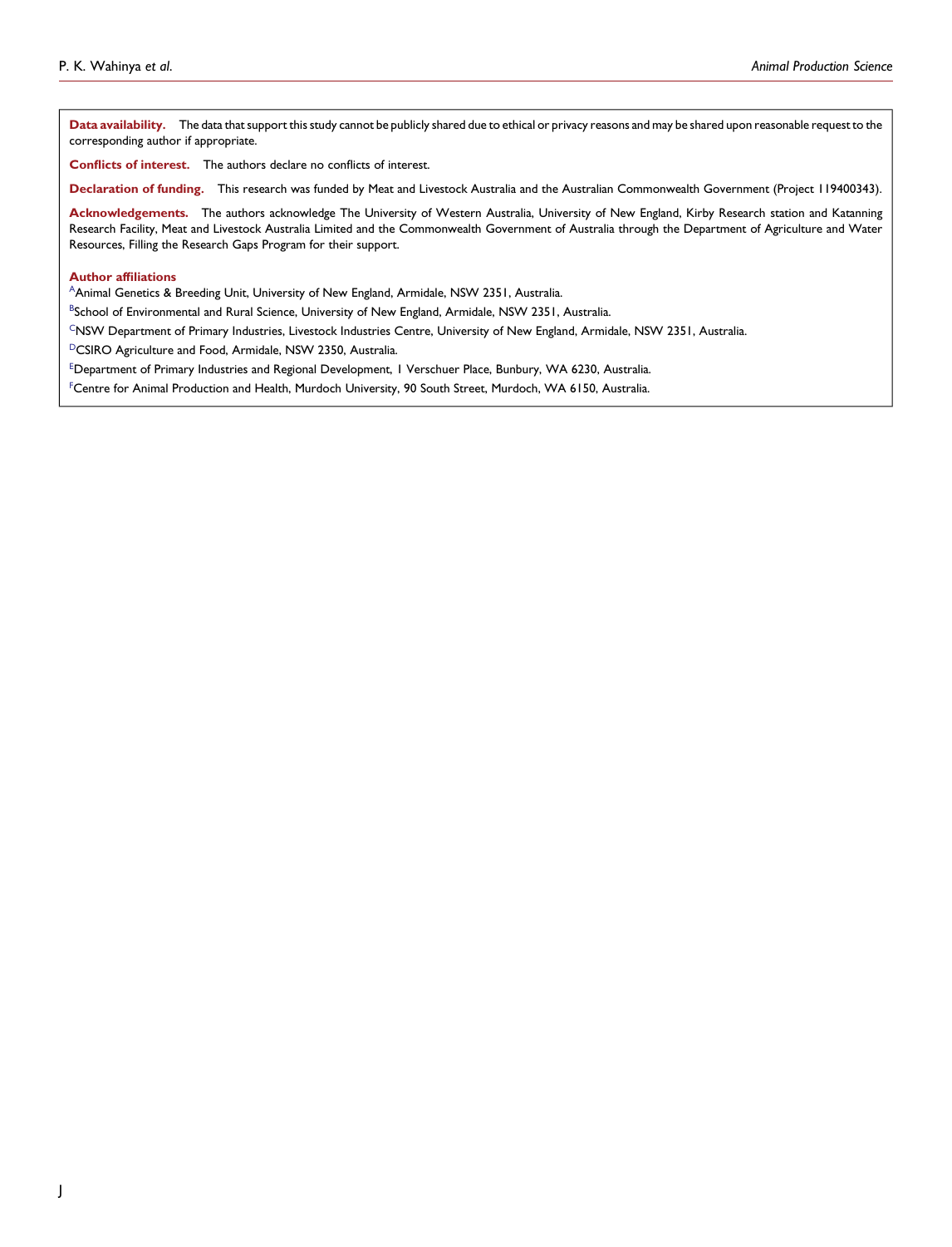**Data availability.** The data that support this study cannot be publicly shared due to ethical or privacy reasons and may be shared upon reasonable request to the corresponding author if appropriate.

**Conflicts of interest.** The authors declare no conflicts of interest.

**Declaration of funding.** This research was funded by Meat and Livestock Australia and the Australian Commonwealth Government (Project 119400343).

**Acknowledgements.** The authors acknowledge The University of Western Australia, University of New England, Kirby Research station and Katanning Research Facility, Meat and Livestock Australia Limited and the Commonwealth Government of Australia through the Department of Agriculture and Water Resources, Filling the Research Gaps Program for their support.

**Author affiliations**

[A]Animal Genetics & Breeding Unit, University of New England, Armidale, NSW 2351, Australia.

[B]School of Environmental and Rural Science, University of New England, Armidale, NSW 2351, Australia.

[C]NSW Department of Primary Industries, Livestock Industries Centre, University of New England, Armidale, NSW 2351, Australia.

[D]CSIRO Agriculture and Food, Armidale, NSW 2350, Australia.

[E]Department of Primary Industries and Regional Development, 1 Verschuer Place, Bunbury, WA 6230, Australia.

[F]Centre for Animal Production and Health, Murdoch University, 90 South Street, Murdoch, WA 6150, Australia.